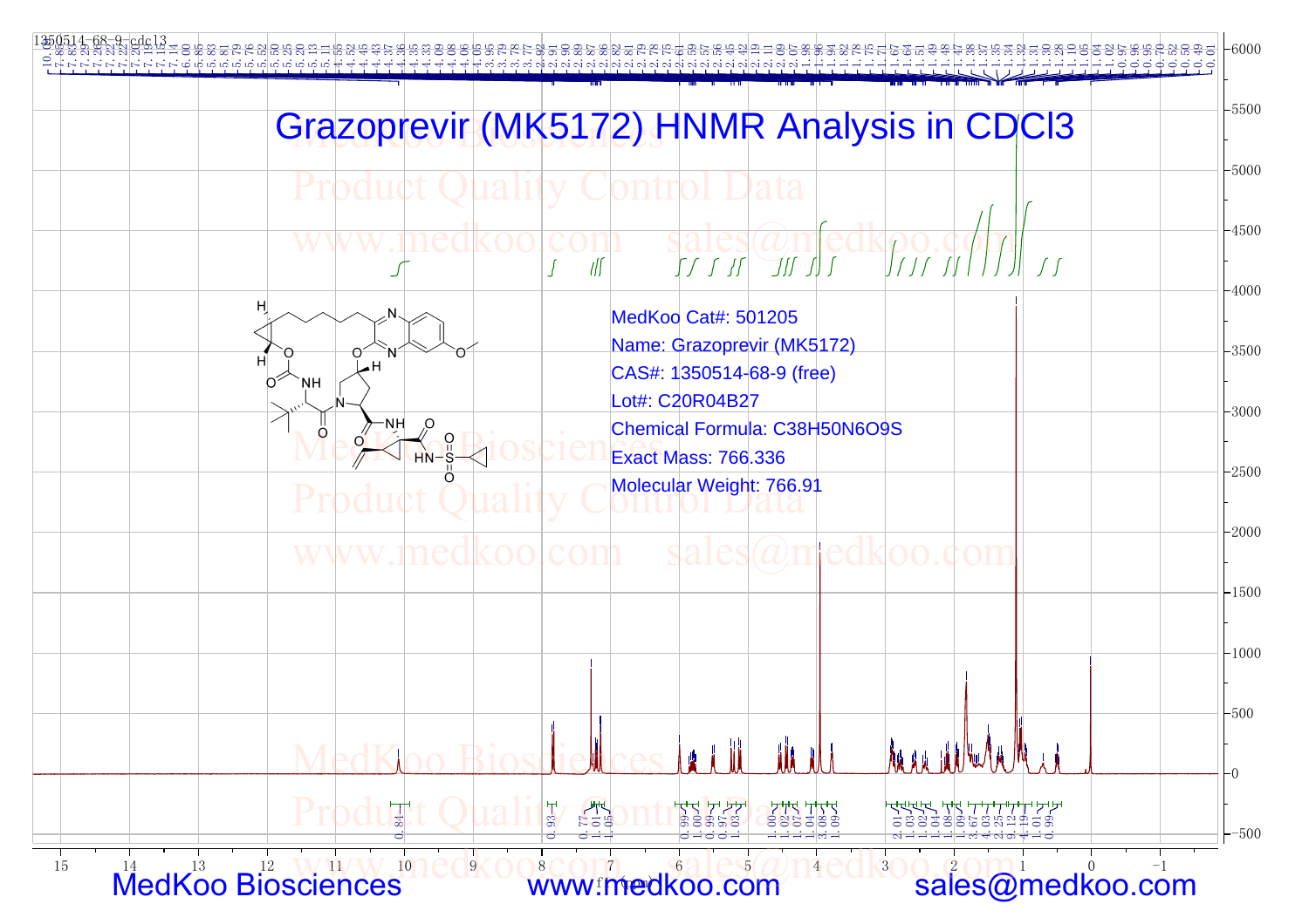# Grazoprevir (MK5172) HNMR Analysis in CDCl3

MedKoo Cat#: 501205

Name: Grazoprevir (MK5172)

CAS#: 1350514-68-9 (free)

Lot#: C20R04B27

Chemical Formula: $C_{38}H_{50}N_{6}O_{9}S$

Exact Mass: 766.336

Molecular Weight: 766.91

1350514-68-9-cdcl3

f1 (ppm)

MedKoo Biosciences www.medkoo.com sales@medkoo.com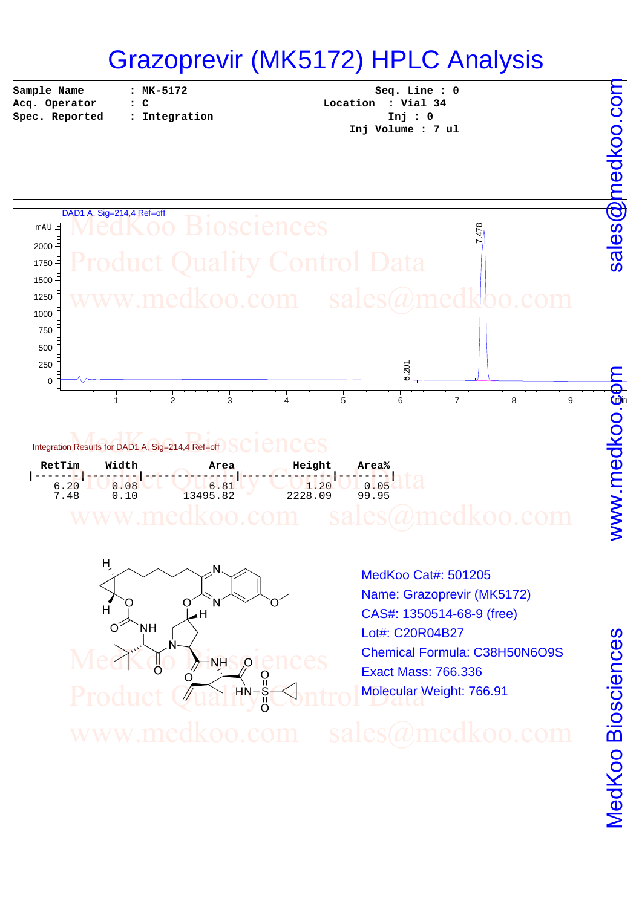# Grazoprevir (MK5172) HPLC Analysis

| | | | |
|---|---|---|---|
| Sample Name | : MK-5172 | Seq. Line | : 0 |
| Acq. Operator | : C | Location | : Vial 34 |
| Spec. Reported | : Integration | Inj | : 0 |
| | | Inj Volume | : 7 ul |

DAD1 A, Sig=214,4 Ref=off

Integration Results for DAD1 A, Sig=214,4 Ref=off

| RetTim | Width | Area | Height | Area% |
|---|---|---|---|---|
| 6.20 | 0.08 | 6.81 | 1.20 | 0.05 |
| 7.48 | 0.10 | 13495.82 | 2228.09 | 99.95 |

MedKoo Cat#: 501205

Name: Grazoprevir (MK5172)

CAS#: 1350514-68-9 (free)

Lot#: C20R04B27

Chemical Formula: $C_{38}H_{50}N_6O_9S$

Exact Mass: 766.336

Molecular Weight: 766.91

www.medkoo.com sales@medkoo.com MedKoo Biosciences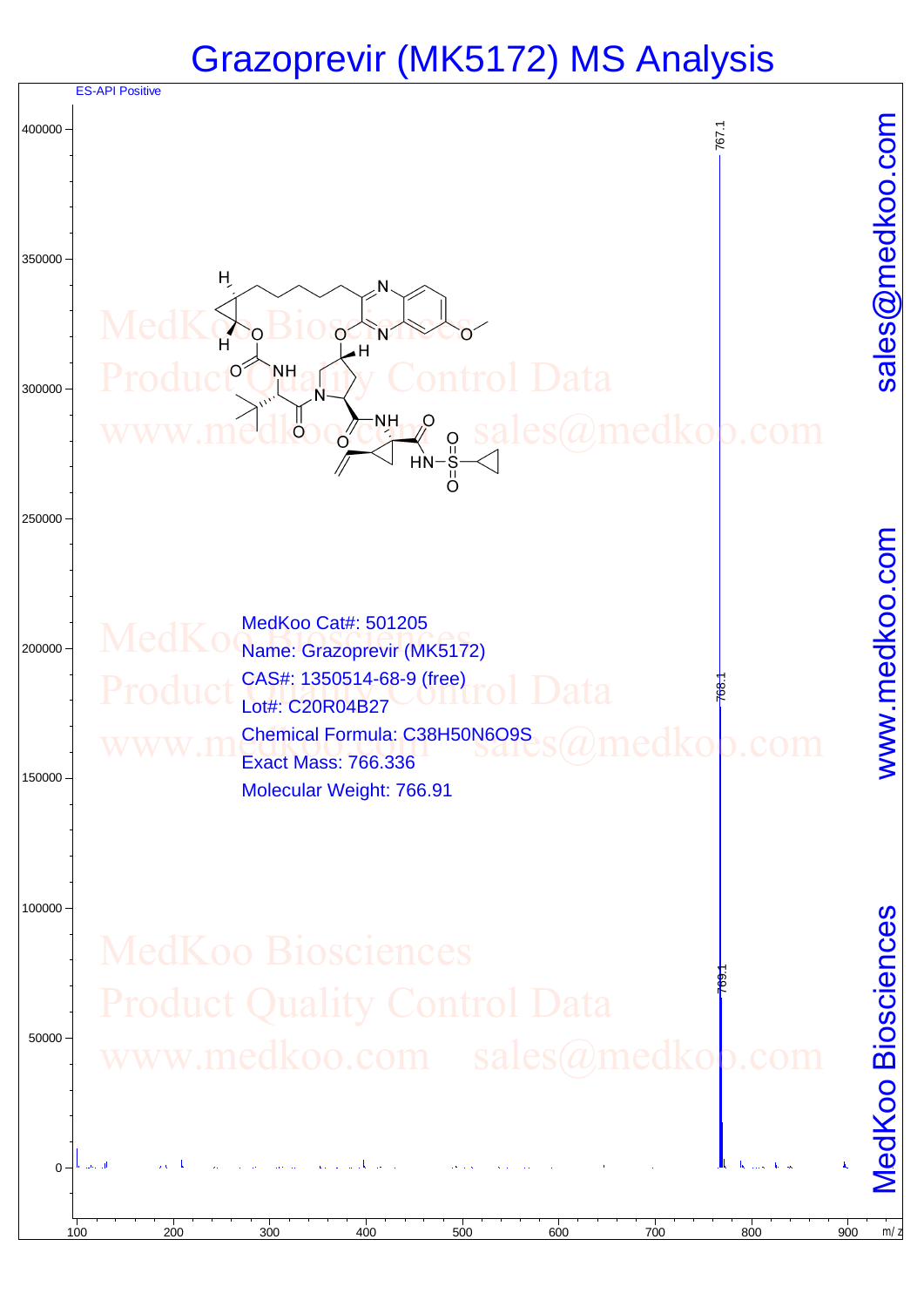# Grazoprevir (MK5172) MS Analysis

ES-API Positive

767.1

768.1

769.1

400000
350000
300000
250000
200000
150000
100000
50000
0

100 200 300 400 500 600 700 800 900 m/z

MedKoo Cat#: 501205
Name: Grazoprevir (MK5172)
CAS#: 1350514-68-9 (free)
Lot#: C20R04B27
Chemical Formula: $C_{38}H_{50}N_6O_9S$
Exact Mass: 766.336
Molecular Weight: 766.91

sales@medkoo.com

www.medkoo.com

MedKoo Biosciences